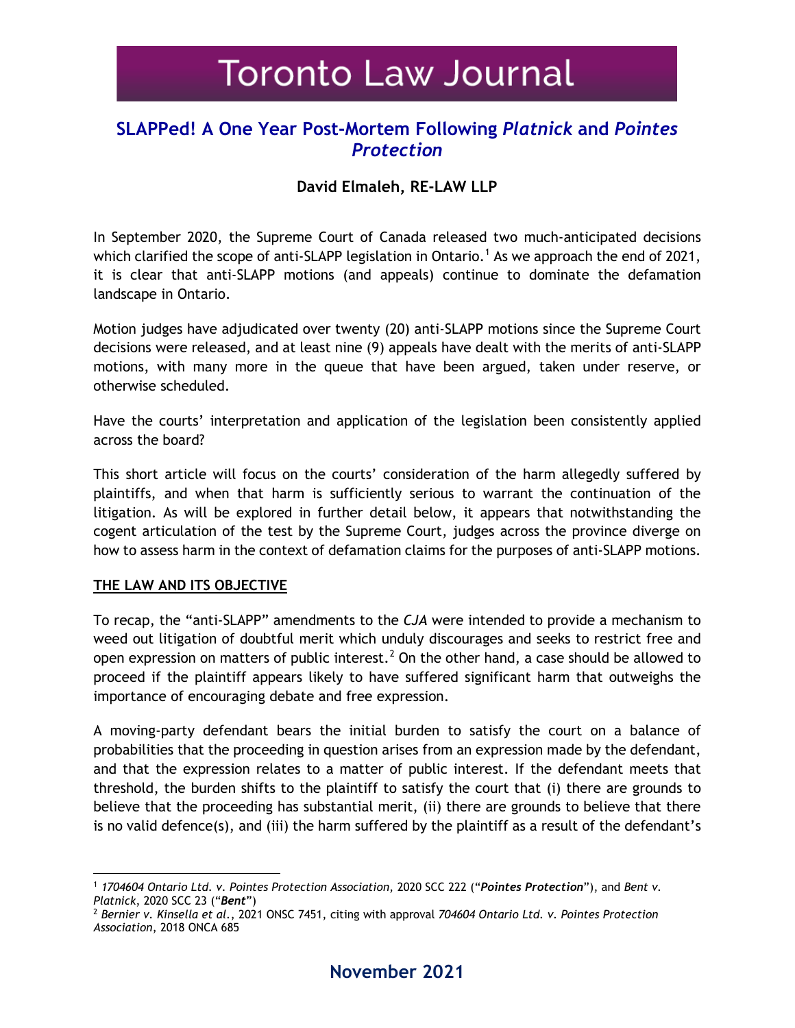# Toronto Law Journal

## SLAPPed! A One Year Post-Mortem Following *Platnick* and *Pointes Protection*

**David Elmaleh, RE-LAW LLP**

In September 2020, the Supreme Court of Canada released two much-anticipated decisions which clarified the scope of anti-SLAPP legislation in Ontario.[1] As we approach the end of 2021, it is clear that anti-SLAPP motions (and appeals) continue to dominate the defamation landscape in Ontario.

Motion judges have adjudicated over twenty (20) anti-SLAPP motions since the Supreme Court decisions were released, and at least nine (9) appeals have dealt with the merits of anti-SLAPP motions, with many more in the queue that have been argued, taken under reserve, or otherwise scheduled.

Have the courts' interpretation and application of the legislation been consistently applied across the board?

This short article will focus on the courts' consideration of the harm allegedly suffered by plaintiffs, and when that harm is sufficiently serious to warrant the continuation of the litigation. As will be explored in further detail below, it appears that notwithstanding the cogent articulation of the test by the Supreme Court, judges across the province diverge on how to assess harm in the context of defamation claims for the purposes of anti-SLAPP motions.

**THE LAW AND ITS OBJECTIVE**

To recap, the "anti-SLAPP" amendments to the *CJA* were intended to provide a mechanism to weed out litigation of doubtful merit which unduly discourages and seeks to restrict free and open expression on matters of public interest.[2] On the other hand, a case should be allowed to proceed if the plaintiff appears likely to have suffered significant harm that outweighs the importance of encouraging debate and free expression.

A moving-party defendant bears the initial burden to satisfy the court on a balance of probabilities that the proceeding in question arises from an expression made by the defendant, and that the expression relates to a matter of public interest. If the defendant meets that threshold, the burden shifts to the plaintiff to satisfy the court that (i) there are grounds to believe that the proceeding has substantial merit, (ii) there are grounds to believe that there is no valid defence(s), and (iii) the harm suffered by the plaintiff as a result of the defendant's

---

[1] *1704604 Ontario Ltd. v. Pointes Protection Association*, 2020 SCC 222 ("***Pointes Protection***"), and *Bent v. Platnick*, 2020 SCC 23 ("***Bent***")

[2] *Bernier v. Kinsella et al.*, 2021 ONSC 7451, citing with approval *704604 Ontario Ltd. v. Pointes Protection Association*, 2018 ONCA 685

November 2021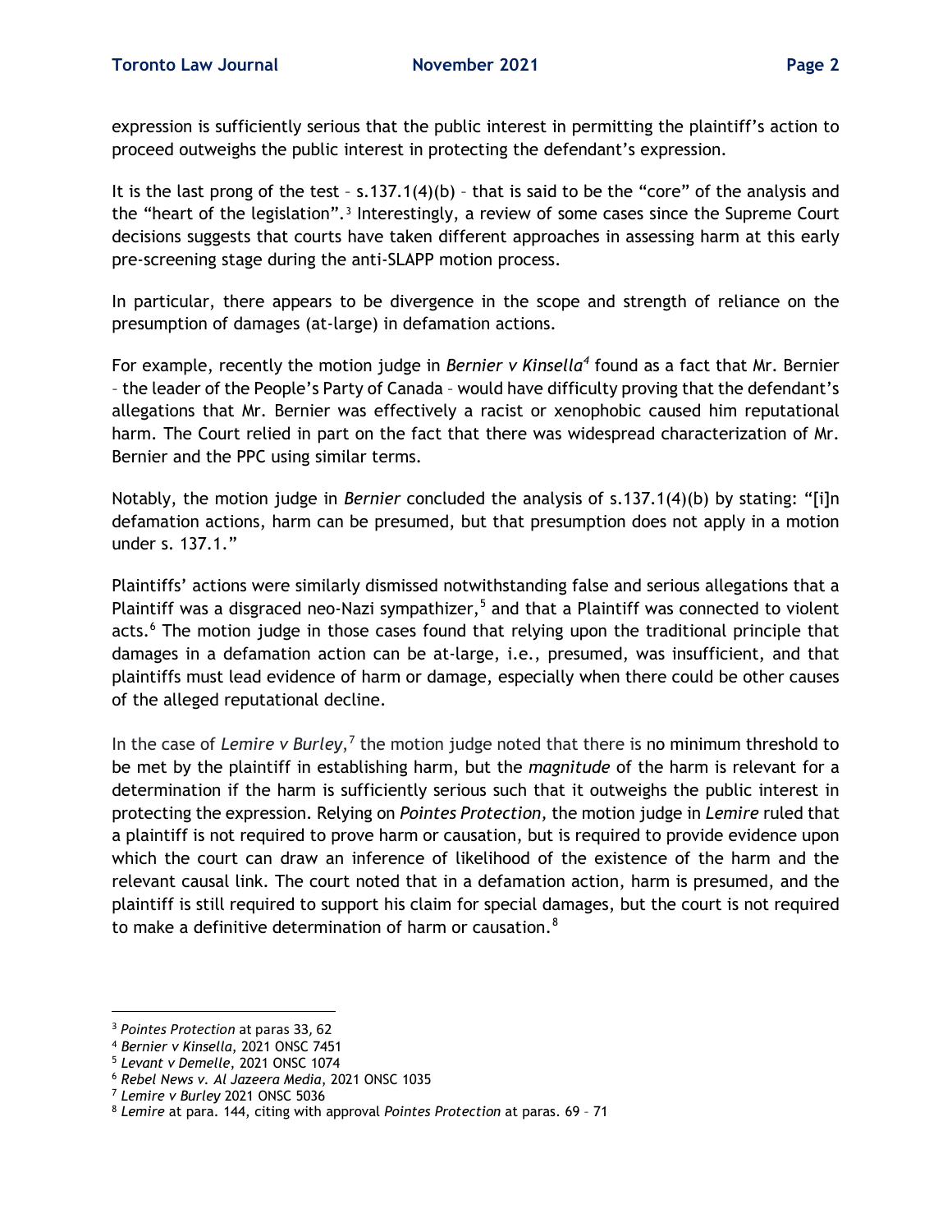expression is sufficiently serious that the public interest in permitting the plaintiff's action to proceed outweighs the public interest in protecting the defendant's expression.

It is the last prong of the test – s.137.1(4)(b) – that is said to be the "core" of the analysis and the "heart of the legislation".[3] Interestingly, a review of some cases since the Supreme Court decisions suggests that courts have taken different approaches in assessing harm at this early pre-screening stage during the anti-SLAPP motion process.

In particular, there appears to be divergence in the scope and strength of reliance on the presumption of damages (at-large) in defamation actions.

For example, recently the motion judge in *Bernier v Kinsella*[4] found as a fact that Mr. Bernier – the leader of the People's Party of Canada – would have difficulty proving that the defendant's allegations that Mr. Bernier was effectively a racist or xenophobic caused him reputational harm. The Court relied in part on the fact that there was widespread characterization of Mr. Bernier and the PPC using similar terms.

Notably, the motion judge in *Bernier* concluded the analysis of s.137.1(4)(b) by stating: "[i]n defamation actions, harm can be presumed, but that presumption does not apply in a motion under s. 137.1."

Plaintiffs' actions were similarly dismissed notwithstanding false and serious allegations that a Plaintiff was a disgraced neo-Nazi sympathizer,[5] and that a Plaintiff was connected to violent acts.[6] The motion judge in those cases found that relying upon the traditional principle that damages in a defamation action can be at-large, i.e., presumed, was insufficient, and that plaintiffs must lead evidence of harm or damage, especially when there could be other causes of the alleged reputational decline.

In the case of *Lemire v Burley*,[7] the motion judge noted that there is no minimum threshold to be met by the plaintiff in establishing harm, but the *magnitude* of the harm is relevant for a determination if the harm is sufficiently serious such that it outweighs the public interest in protecting the expression. Relying on *Pointes Protection,* the motion judge in *Lemire* ruled that a plaintiff is not required to prove harm or causation, but is required to provide evidence upon which the court can draw an inference of likelihood of the existence of the harm and the relevant causal link. The court noted that in a defamation action, harm is presumed, and the plaintiff is still required to support his claim for special damages, but the court is not required to make a definitive determination of harm or causation.[8]

---

[3] *Pointes Protection* at paras 33, 62

[4] *Bernier v Kinsella*, 2021 ONSC 7451

[5] *Levant v Demelle*, 2021 ONSC 1074

[6] *Rebel News v. Al Jazeera Media*, 2021 ONSC 1035

[7] *Lemire v Burley* 2021 ONSC 5036

[8] *Lemire* at para. 144, citing with approval *Pointes Protection* at paras. 69 – 71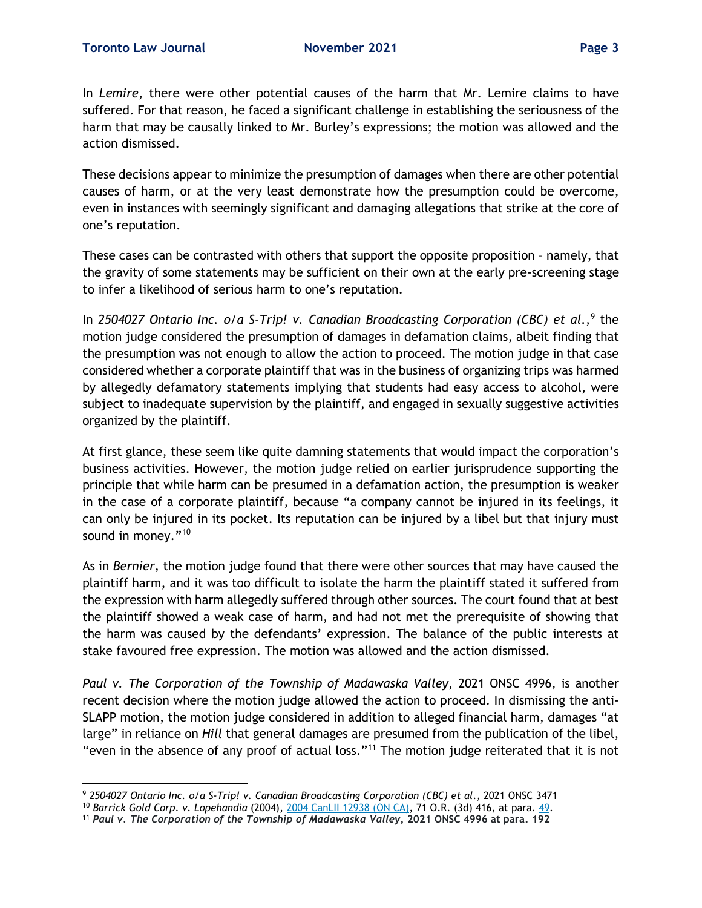In *Lemire*, there were other potential causes of the harm that Mr. Lemire claims to have suffered. For that reason, he faced a significant challenge in establishing the seriousness of the harm that may be causally linked to Mr. Burley's expressions; the motion was allowed and the action dismissed.

These decisions appear to minimize the presumption of damages when there are other potential causes of harm, or at the very least demonstrate how the presumption could be overcome, even in instances with seemingly significant and damaging allegations that strike at the core of one's reputation.

These cases can be contrasted with others that support the opposite proposition – namely, that the gravity of some statements may be sufficient on their own at the early pre-screening stage to infer a likelihood of serious harm to one's reputation.

In *2504027 Ontario Inc. o/a S-Trip! v. Canadian Broadcasting Corporation (CBC) et al.*,[9] the motion judge considered the presumption of damages in defamation claims, albeit finding that the presumption was not enough to allow the action to proceed. The motion judge in that case considered whether a corporate plaintiff that was in the business of organizing trips was harmed by allegedly defamatory statements implying that students had easy access to alcohol, were subject to inadequate supervision by the plaintiff, and engaged in sexually suggestive activities organized by the plaintiff.

At first glance, these seem like quite damning statements that would impact the corporation's business activities. However, the motion judge relied on earlier jurisprudence supporting the principle that while harm can be presumed in a defamation action, the presumption is weaker in the case of a corporate plaintiff, because "a company cannot be injured in its feelings, it can only be injured in its pocket. Its reputation can be injured by a libel but that injury must sound in money."[10]

As in *Bernier,* the motion judge found that there were other sources that may have caused the plaintiff harm, and it was too difficult to isolate the harm the plaintiff stated it suffered from the expression with harm allegedly suffered through other sources. The court found that at best the plaintiff showed a weak case of harm, and had not met the prerequisite of showing that the harm was caused by the defendants' expression. The balance of the public interests at stake favoured free expression. The motion was allowed and the action dismissed.

*Paul v. The Corporation of the Township of Madawaska Valley*, 2021 ONSC 4996, is another recent decision where the motion judge allowed the action to proceed. In dismissing the anti-SLAPP motion, the motion judge considered in addition to alleged financial harm, damages "at large" in reliance on *Hill* that general damages are presumed from the publication of the libel, "even in the absence of any proof of actual loss."[11] The motion judge reiterated that it is not

---

[9] *2504027 Ontario Inc. o/a S-Trip! v. Canadian Broadcasting Corporation (CBC) et al.,* 2021 ONSC 3471

[10] *Barrick Gold Corp. v. Lopehandia* (2004), 2004 CanLII 12938 (ON CA), 71 O.R. (3d) 416, at para. 49.

[11] ***Paul v. The Corporation of the Township of Madawaska Valley*, 2021 ONSC 4996 at para. 192**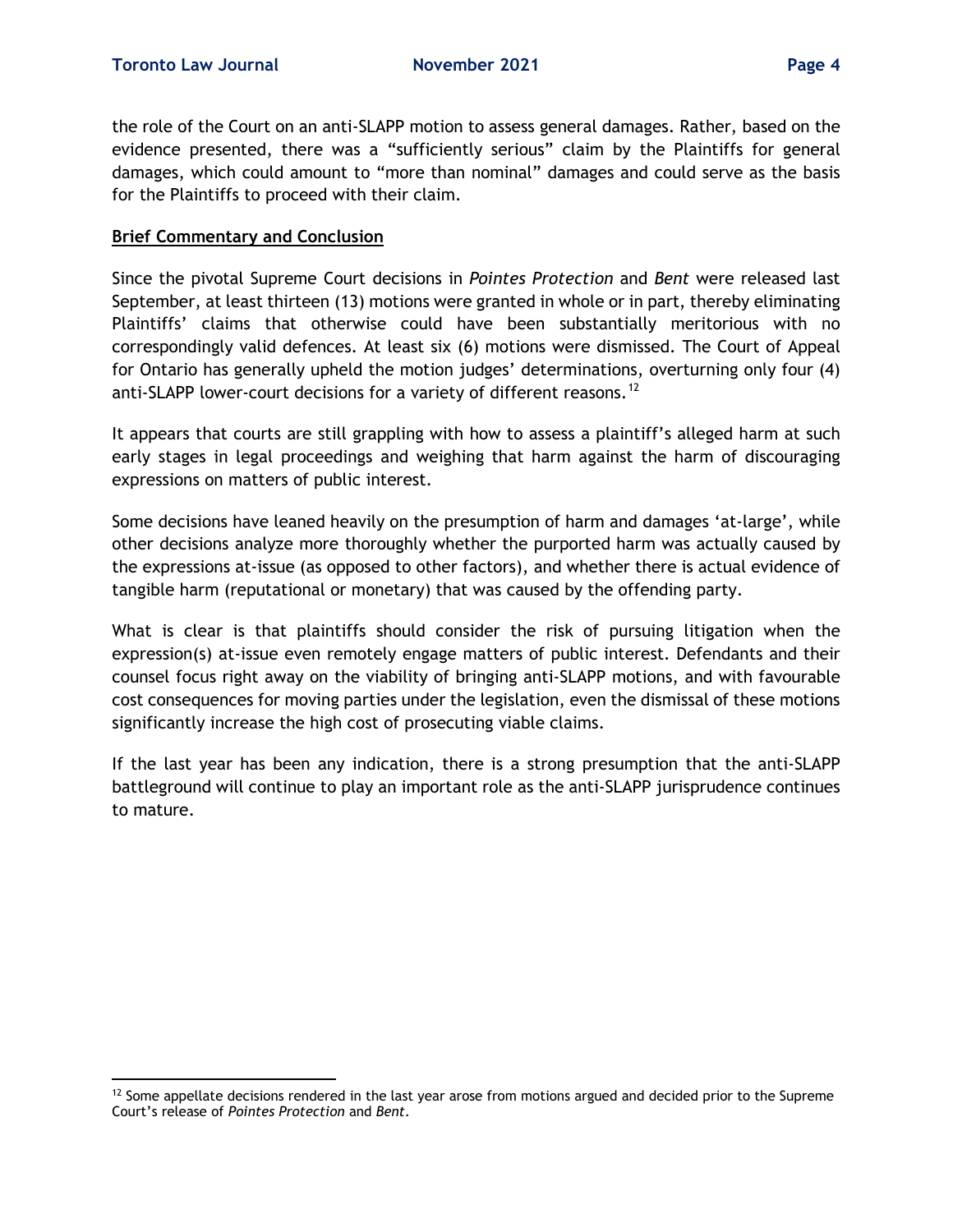the role of the Court on an anti-SLAPP motion to assess general damages. Rather, based on the evidence presented, there was a "sufficiently serious" claim by the Plaintiffs for general damages, which could amount to "more than nominal" damages and could serve as the basis for the Plaintiffs to proceed with their claim.

**Brief Commentary and Conclusion**

Since the pivotal Supreme Court decisions in *Pointes Protection* and *Bent* were released last September, at least thirteen (13) motions were granted in whole or in part, thereby eliminating Plaintiffs' claims that otherwise could have been substantially meritorious with no correspondingly valid defences. At least six (6) motions were dismissed. The Court of Appeal for Ontario has generally upheld the motion judges' determinations, overturning only four (4) anti-SLAPP lower-court decisions for a variety of different reasons.[12]

It appears that courts are still grappling with how to assess a plaintiff's alleged harm at such early stages in legal proceedings and weighing that harm against the harm of discouraging expressions on matters of public interest.

Some decisions have leaned heavily on the presumption of harm and damages 'at-large', while other decisions analyze more thoroughly whether the purported harm was actually caused by the expressions at-issue (as opposed to other factors), and whether there is actual evidence of tangible harm (reputational or monetary) that was caused by the offending party.

What is clear is that plaintiffs should consider the risk of pursuing litigation when the expression(s) at-issue even remotely engage matters of public interest. Defendants and their counsel focus right away on the viability of bringing anti-SLAPP motions, and with favourable cost consequences for moving parties under the legislation, even the dismissal of these motions significantly increase the high cost of prosecuting viable claims.

If the last year has been any indication, there is a strong presumption that the anti-SLAPP battleground will continue to play an important role as the anti-SLAPP jurisprudence continues to mature.

---

[12] Some appellate decisions rendered in the last year arose from motions argued and decided prior to the Supreme Court's release of *Pointes Protection* and *Bent*.